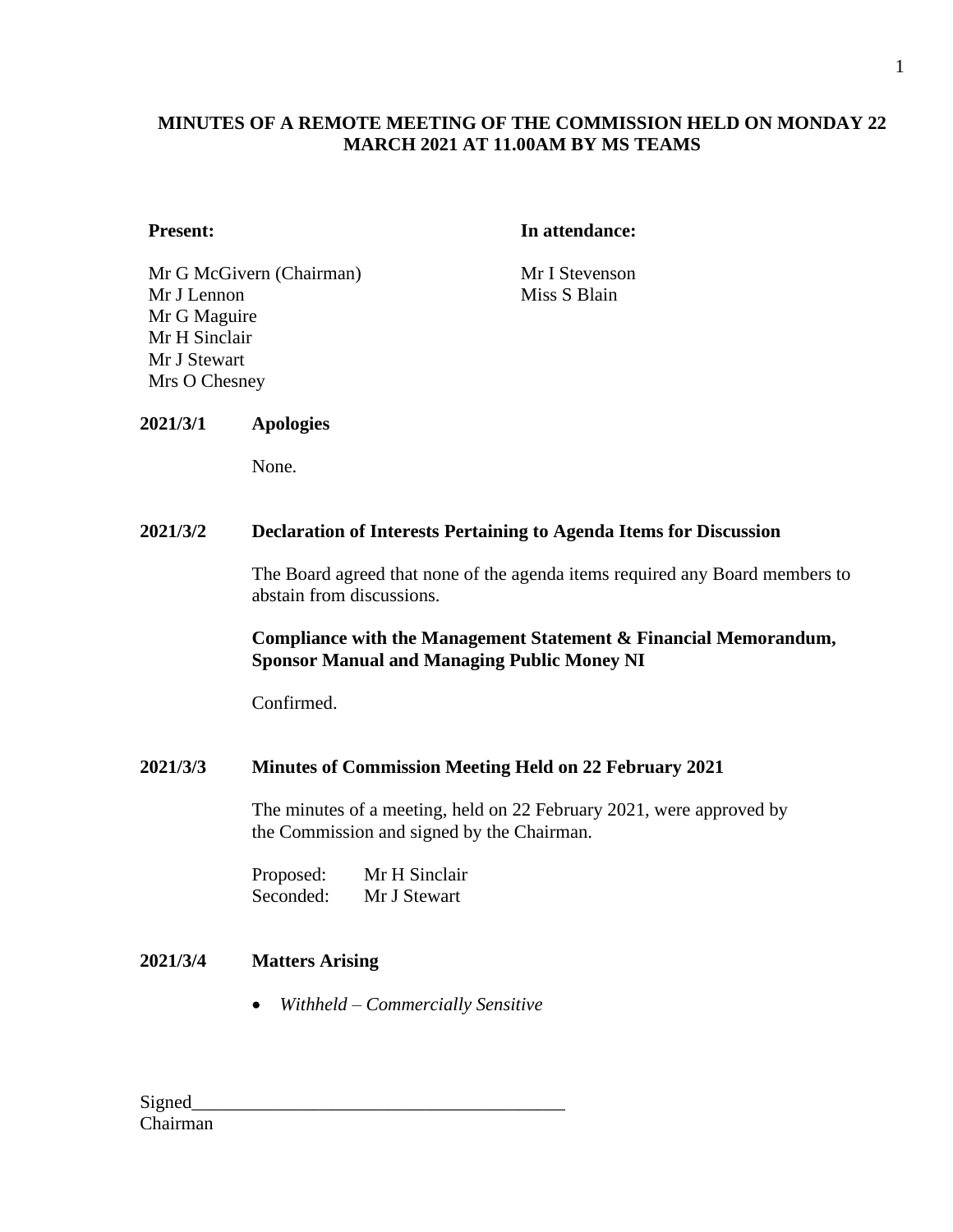# MINUTES OF A REMOTE MEETING OF THE COMMISSION HELD ON MONDAY 22 MARCH 2021 AT 11.00AM BY MS TEAMS

| **Present:** | **In attendance:** |
|---|---|
| Mr G McGivern (Chairman) | Mr I Stevenson |
| Mr J Lennon | Miss S Blain |
| Mr G Maguire | |
| Mr H Sinclair | |
| Mr J Stewart | |
| Mrs O Chesney | |

**2021/3/1 Apologies**

None.

**2021/3/2 Declaration of Interests Pertaining to Agenda Items for Discussion**

The Board agreed that none of the agenda items required any Board members to abstain from discussions.

**Compliance with the Management Statement & Financial Memorandum, Sponsor Manual and Managing Public Money NI**

Confirmed.

**2021/3/3 Minutes of Commission Meeting Held on 22 February 2021**

The minutes of a meeting, held on 22 February 2021, were approved by the Commission and signed by the Chairman.

Proposed: Mr H Sinclair
Seconded: Mr J Stewart

**2021/3/4 Matters Arising**

- *Withheld – Commercially Sensitive*

Signed_______________________________________
Chairman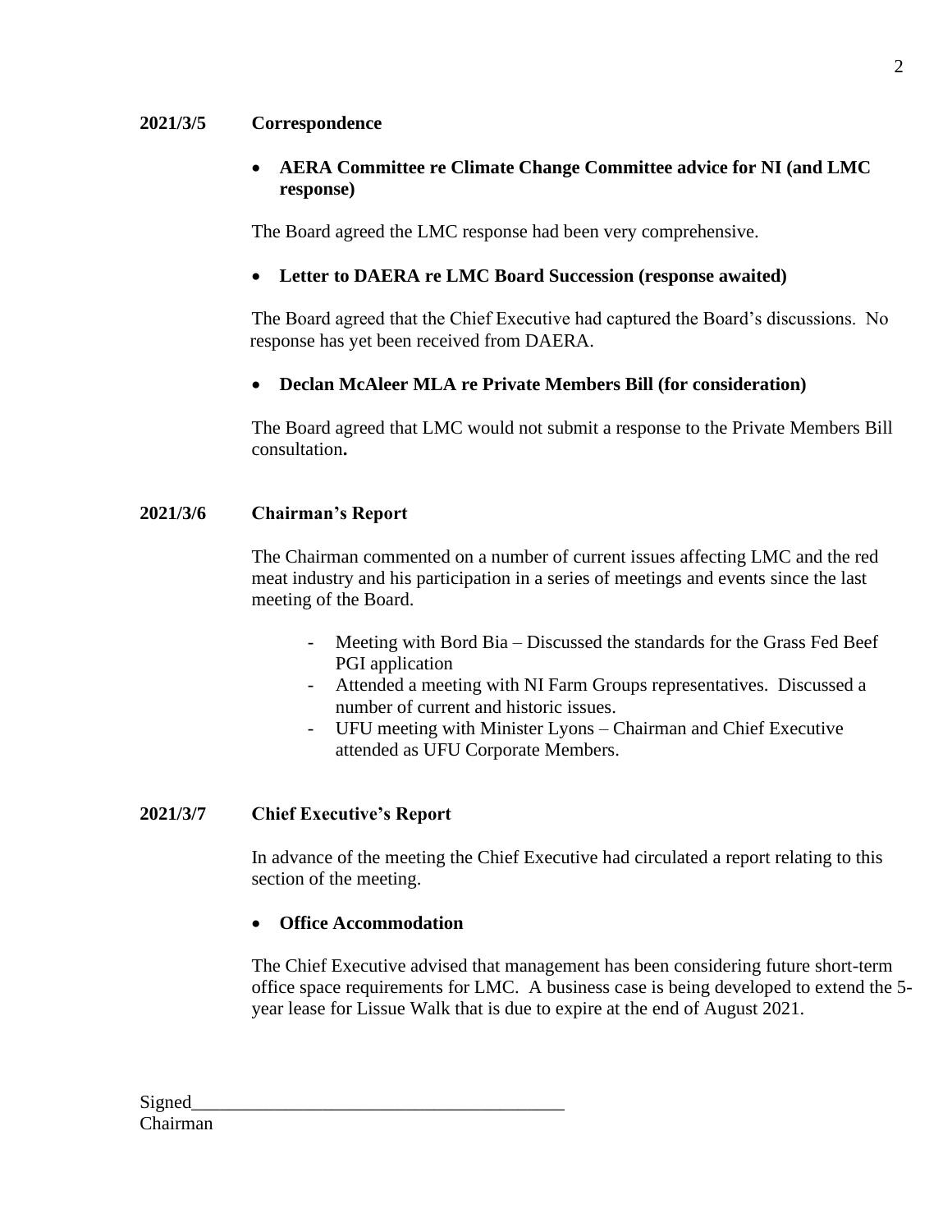**2021/3/5 Correspondence**

- **AERA Committee re Climate Change Committee advice for NI (and LMC response)**

The Board agreed the LMC response had been very comprehensive.

- **Letter to DAERA re LMC Board Succession (response awaited)**

The Board agreed that the Chief Executive had captured the Board's discussions. No response has yet been received from DAERA.

- **Declan McAleer MLA re Private Members Bill (for consideration)**

The Board agreed that LMC would not submit a response to the Private Members Bill consultation**.**

**2021/3/6 Chairman's Report**

The Chairman commented on a number of current issues affecting LMC and the red meat industry and his participation in a series of meetings and events since the last meeting of the Board.

- Meeting with Bord Bia – Discussed the standards for the Grass Fed Beef PGI application
- Attended a meeting with NI Farm Groups representatives. Discussed a number of current and historic issues.
- UFU meeting with Minister Lyons – Chairman and Chief Executive attended as UFU Corporate Members.

**2021/3/7 Chief Executive's Report**

In advance of the meeting the Chief Executive had circulated a report relating to this section of the meeting.

- **Office Accommodation**

The Chief Executive advised that management has been considering future short-term office space requirements for LMC. A business case is being developed to extend the 5-year lease for Lissue Walk that is due to expire at the end of August 2021.

Signed________________________________________
Chairman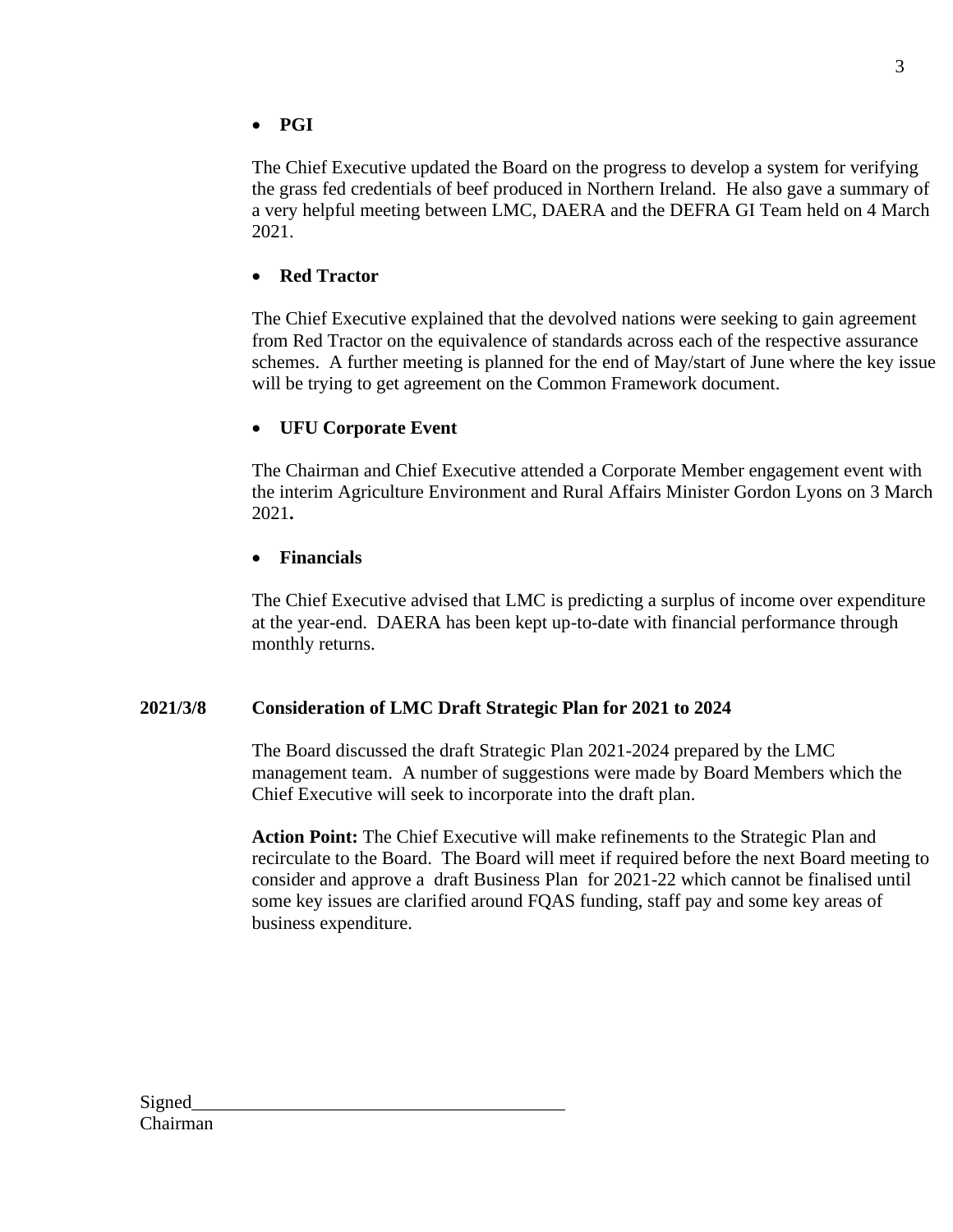- **PGI**

The Chief Executive updated the Board on the progress to develop a system for verifying the grass fed credentials of beef produced in Northern Ireland. He also gave a summary of a very helpful meeting between LMC, DAERA and the DEFRA GI Team held on 4 March 2021.

- **Red Tractor**

The Chief Executive explained that the devolved nations were seeking to gain agreement from Red Tractor on the equivalence of standards across each of the respective assurance schemes. A further meeting is planned for the end of May/start of June where the key issue will be trying to get agreement on the Common Framework document.

- **UFU Corporate Event**

The Chairman and Chief Executive attended a Corporate Member engagement event with the interim Agriculture Environment and Rural Affairs Minister Gordon Lyons on 3 March 2021**.**

- **Financials**

The Chief Executive advised that LMC is predicting a surplus of income over expenditure at the year-end. DAERA has been kept up-to-date with financial performance through monthly returns.

**2021/3/8 Consideration of LMC Draft Strategic Plan for 2021 to 2024**

The Board discussed the draft Strategic Plan 2021-2024 prepared by the LMC management team. A number of suggestions were made by Board Members which the Chief Executive will seek to incorporate into the draft plan.

**Action Point:** The Chief Executive will make refinements to the Strategic Plan and recirculate to the Board. The Board will meet if required before the next Board meeting to consider and approve a draft Business Plan for 2021-22 which cannot be finalised until some key issues are clarified around FQAS funding, staff pay and some key areas of business expenditure.

Signed________________________________________
Chairman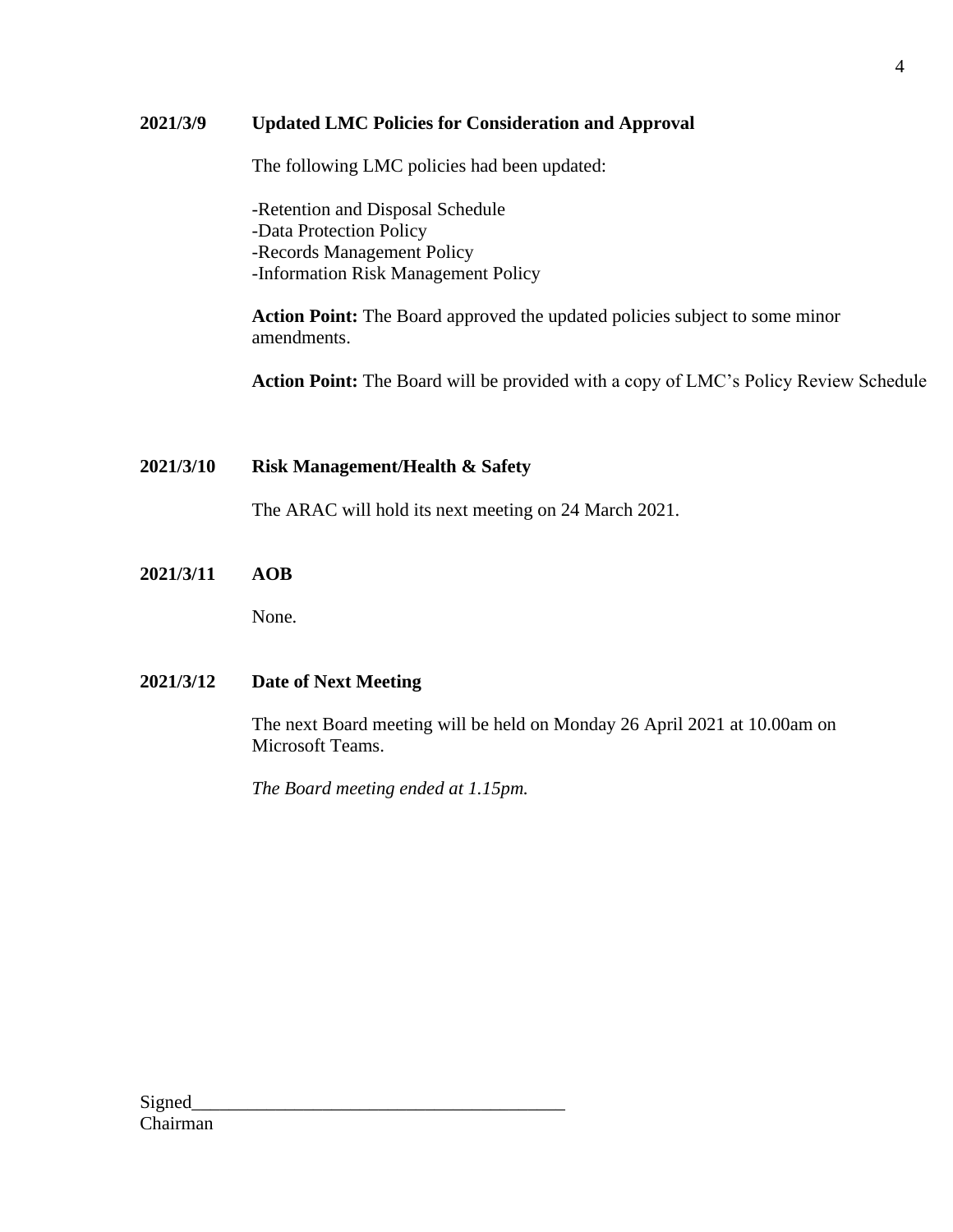**2021/3/9 Updated LMC Policies for Consideration and Approval**

The following LMC policies had been updated:

-Retention and Disposal Schedule
-Data Protection Policy
-Records Management Policy
-Information Risk Management Policy

**Action Point:** The Board approved the updated policies subject to some minor amendments.

**Action Point:** The Board will be provided with a copy of LMC's Policy Review Schedule

**2021/3/10 Risk Management/Health & Safety**

The ARAC will hold its next meeting on 24 March 2021.

**2021/3/11 AOB**

None.

**2021/3/12 Date of Next Meeting**

The next Board meeting will be held on Monday 26 April 2021 at 10.00am on Microsoft Teams.

*The Board meeting ended at 1.15pm.*

Signed_______________________________________
Chairman